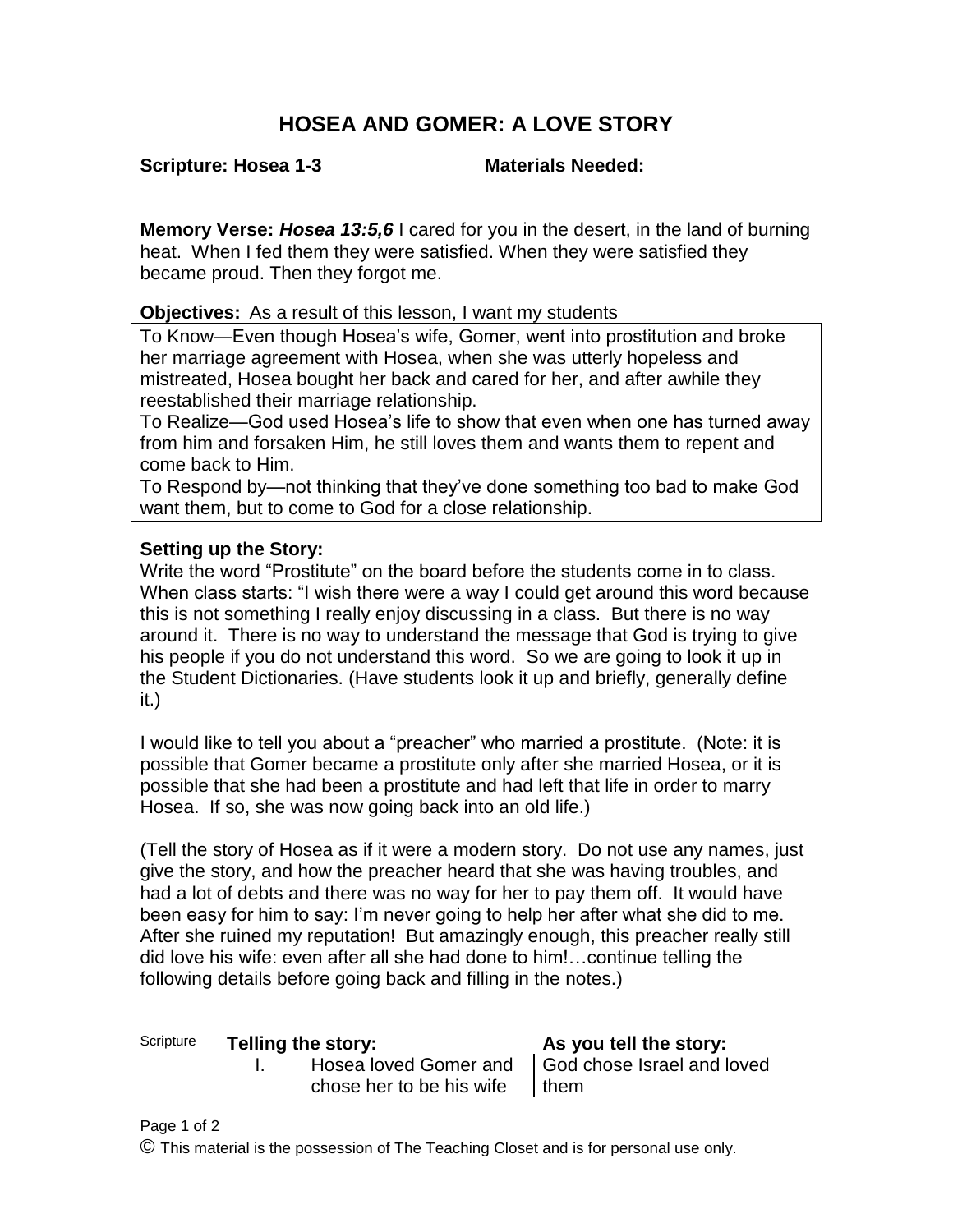# HOSEA AND GOMER: A LOVE STORY

**Scripture: Hosea 1-3** **Materials Needed:**

**Memory Verse:** ***Hosea 13:5,6*** I cared for you in the desert, in the land of burning heat. When I fed them they were satisfied. When they were satisfied they became proud. Then they forgot me.

**Objectives:** As a result of this lesson, I want my students

To Know—Even though Hosea's wife, Gomer, went into prostitution and broke her marriage agreement with Hosea, when she was utterly hopeless and mistreated, Hosea bought her back and cared for her, and after awhile they reestablished their marriage relationship.
To Realize—God used Hosea's life to show that even when one has turned away from him and forsaken Him, he still loves them and wants them to repent and come back to Him.
To Respond by—not thinking that they've done something too bad to make God want them, but to come to God for a close relationship.

**Setting up the Story:**
Write the word "Prostitute" on the board before the students come in to class. When class starts: "I wish there were a way I could get around this word because this is not something I really enjoy discussing in a class. But there is no way around it. There is no way to understand the message that God is trying to give his people if you do not understand this word. So we are going to look it up in the Student Dictionaries. (Have students look it up and briefly, generally define it.)

I would like to tell you about a "preacher" who married a prostitute. (Note: it is possible that Gomer became a prostitute only after she married Hosea, or it is possible that she had been a prostitute and had left that life in order to marry Hosea. If so, she was now going back into an old life.)

(Tell the story of Hosea as if it were a modern story. Do not use any names, just give the story, and how the preacher heard that she was having troubles, and had a lot of debts and there was no way for her to pay them off. It would have been easy for him to say: I'm never going to help her after what she did to me. After she ruined my reputation! But amazingly enough, this preacher really still did love his wife: even after all she had done to him!…continue telling the following details before going back and filling in the notes.)

| Scripture | **Telling the story:** | **As you tell the story:** |
|---|---|---|
| | I. Hosea loved Gomer and chose her to be his wife | God chose Israel and loved them |

© This material is the possession of The Teaching Closet and is for personal use only.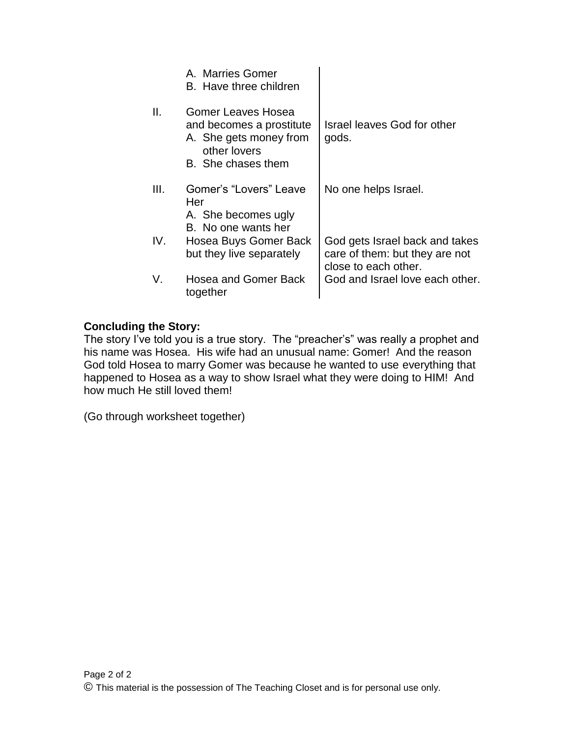| | | |
|---|---|---|
| | A. Marries Gomer<br>B. Have three children | |
| II. | Gomer Leaves Hosea and becomes a prostitute<br>A. She gets money from other lovers<br>B. She chases them | Israel leaves God for other gods. |
| III. | Gomer's "Lovers" Leave Her<br>A. She becomes ugly<br>B. No one wants her | No one helps Israel. |
| IV. | Hosea Buys Gomer Back but they live separately | God gets Israel back and takes care of them: but they are not close to each other. |
| V. | Hosea and Gomer Back together | God and Israel love each other. |

**Concluding the Story:**
The story I've told you is a true story. The "preacher's" was really a prophet and his name was Hosea. His wife had an unusual name: Gomer! And the reason God told Hosea to marry Gomer was because he wanted to use everything that happened to Hosea as a way to show Israel what they were doing to HIM! And how much He still loved them!

(Go through worksheet together)

© This material is the possession of The Teaching Closet and is for personal use only.